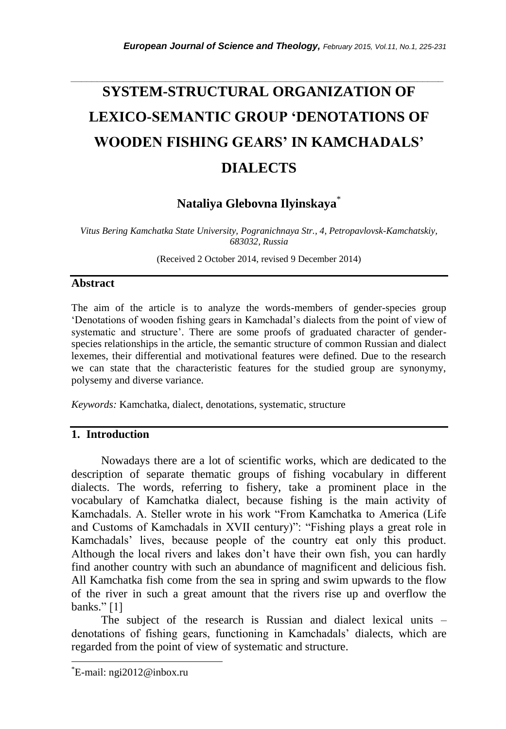# SYSTEM-STRUCTURAL ORGANIZATION OF LEXICO-SEMANTIC GROUP 'DENOTATIONS OF WOODEN FISHING GEARS' IN KAMCHADALS' DIALECTS

**Nataliya Glebovna Ilyinskaya***

*Vitus Bering Kamchatka State University, Pogranichnaya Str., 4, Petropavlovsk-Kamchatskiy, 683032, Russia*

(Received 2 October 2014, revised 9 December 2014)

## Abstract

The aim of the article is to analyze the words-members of gender-species group 'Denotations of wooden fishing gears in Kamchadal's dialects from the point of view of systematic and structure'. There are some proofs of graduated character of gender-species relationships in the article, the semantic structure of common Russian and dialect lexemes, their differential and motivational features were defined. Due to the research we can state that the characteristic features for the studied group are synonymy, polysemy and diverse variance.

*Keywords:* Kamchatka, dialect, denotations, systematic, structure

## 1. Introduction

Nowadays there are a lot of scientific works, which are dedicated to the description of separate thematic groups of fishing vocabulary in different dialects. The words, referring to fishery, take a prominent place in the vocabulary of Kamchatka dialect, because fishing is the main activity of Kamchadals. A. Steller wrote in his work "From Kamchatka to America (Life and Customs of Kamchadals in XVII century)": "Fishing plays a great role in Kamchadals' lives, because people of the country eat only this product. Although the local rivers and lakes don't have their own fish, you can hardly find another country with such an abundance of magnificent and delicious fish. All Kamchatka fish come from the sea in spring and swim upwards to the flow of the river in such a great amount that the rivers rise up and overflow the banks." [1]

The subject of the research is Russian and dialect lexical units – denotations of fishing gears, functioning in Kamchadals' dialects, which are regarded from the point of view of systematic and structure.

*E-mail: ngi2012@inbox.ru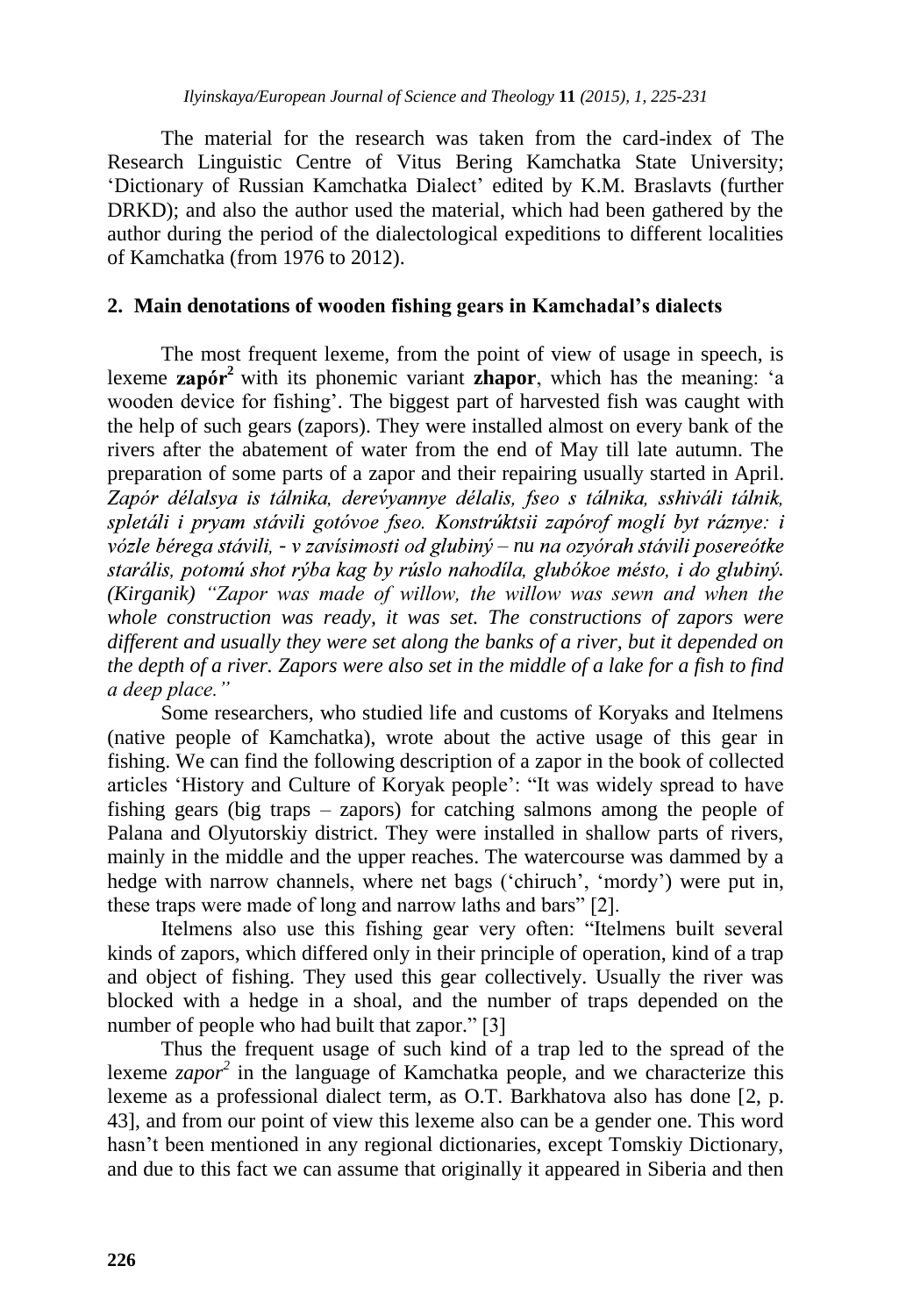The material for the research was taken from the card-index of The Research Linguistic Centre of Vitus Bering Kamchatka State University; 'Dictionary of Russian Kamchatka Dialect' edited by K.M. Braslavts (further DRKD); and also the author used the material, which had been gathered by the author during the period of the dialectological expeditions to different localities of Kamchatka (from 1976 to 2012).

## 2. Main denotations of wooden fishing gears in Kamchadal's dialects

The most frequent lexeme, from the point of view of usage in speech, is lexeme **zapór**[2] with its phonemic variant **zhapor**, which has the meaning: 'a wooden device for fishing'. The biggest part of harvested fish was caught with the help of such gears (zapors). They were installed almost on every bank of the rivers after the abatement of water from the end of May till late autumn. The preparation of some parts of a zapor and their repairing usually started in April. *Zapór délalsya is tálnika, derevýannye délalis, fseo s tálnika, sshiváli tálnik, spletáli i pryam stávili gotóvoe fseo. Konstrúktsii zapórof moglí byt ráznye: i vózle bérega stávili, - v zavísimosti od glubiný – nu na ozyórah stávili posereótke starális, potomú shot rýba kag by rúslo nahodíla, glubókoe mésto, i do glubiný. (Kirganik) "Zapor was made of willow, the willow was sewn and when the whole construction was ready, it was set. The constructions of zapors were different and usually they were set along the banks of a river, but it depended on the depth of a river. Zapors were also set in the middle of a lake for a fish to find a deep place."*

Some researchers, who studied life and customs of Koryaks and Itelmens (native people of Kamchatka), wrote about the active usage of this gear in fishing. We can find the following description of a zapor in the book of collected articles 'History and Culture of Koryak people': "It was widely spread to have fishing gears (big traps – zapors) for catching salmons among the people of Palana and Olyutorskiy district. They were installed in shallow parts of rivers, mainly in the middle and the upper reaches. The watercourse was dammed by a hedge with narrow channels, where net bags ('chiruch', 'mordy') were put in, these traps were made of long and narrow laths and bars" [2].

Itelmens also use this fishing gear very often: "Itelmens built several kinds of zapors, which differed only in their principle of operation, kind of a trap and object of fishing. They used this gear collectively. Usually the river was blocked with a hedge in a shoal, and the number of traps depended on the number of people who had built that zapor." [3]

Thus the frequent usage of such kind of a trap led to the spread of the lexeme *zapor*[2] in the language of Kamchatka people, and we characterize this lexeme as a professional dialect term, as O.T. Barkhatova also has done [2, p. 43], and from our point of view this lexeme also can be a gender one. This word hasn't been mentioned in any regional dictionaries, except Tomskiy Dictionary, and due to this fact we can assume that originally it appeared in Siberia and then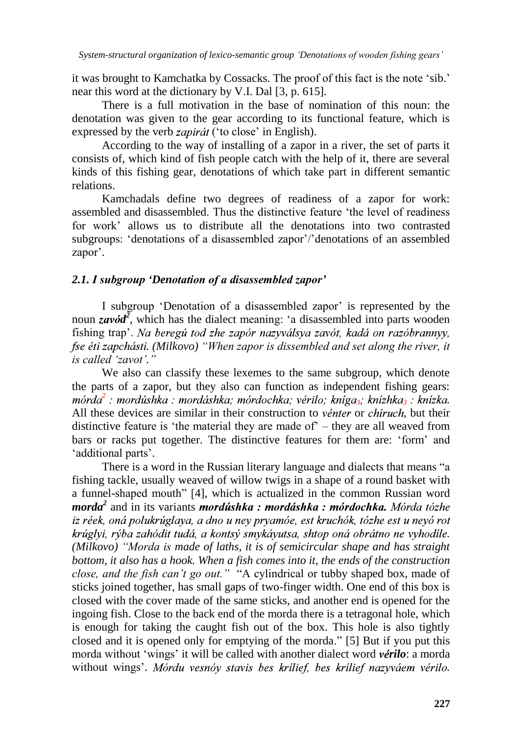it was brought to Kamchatka by Cossacks. The proof of this fact is the note 'sib.' near this word at the dictionary by V.I. Dal [3, p. 615].

There is a full motivation in the base of nomination of this noun: the denotation was given to the gear according to its functional feature, which is expressed by the verb *zapirát* ('to close' in English).

According to the way of installing of a zapor in a river, the set of parts it consists of, which kind of fish people catch with the help of it, there are several kinds of this fishing gear, denotations of which take part in different semantic relations.

Kamchadals define two degrees of readiness of a zapor for work: assembled and disassembled. Thus the distinctive feature 'the level of readiness for work' allows us to distribute all the denotations into two contrasted subgroups: 'denotations of a disassembled zapor'/'denotations of an assembled zapor'.

### *2.1. I subgroup 'Denotation of a disassembled zapor'*

I subgroup 'Denotation of a disassembled zapor' is represented by the noun ***zavód***[2], which has the dialect meaning: 'a disassembled into parts wooden fishing trap'. *Na beregú tod zhe zapór nazyválsya zavót, kadá on razóbrannyy, fse éti zapchásti. (Milkovo) "When zapor is dissembled and set along the river, it is called 'zavot'."*

We also can classify these lexemes to the same subgroup, which denote the parts of a zapor, but they also can function as independent fishing gears: *mórda*[2] *: mordúshka : mordáshka; mórdochka; vérilo; kníga*$_3$*; knízhka*$_3$ *: knízka.* All these devices are similar in their construction to *vénter* or *chíruch*, but their distinctive feature is 'the material they are made of' – they are all weaved from bars or racks put together. The distinctive features for them are: 'form' and 'additional parts'.

There is a word in the Russian literary language and dialects that means "a fishing tackle, usually weaved of willow twigs in a shape of a round basket with a funnel-shaped mouth" [4], which is actualized in the common Russian word ***morda***[2] and in its variants ***mordúshka : mordáshka : mórdochka.*** *Mórda tózhe iz réek, oná polukrúglaya, a dno u ney pryamóe, est kruchók, tózhe est u neyó rot krúglyi, rýba zahódit tudá, a kontsý smykáyutsa, shtop oná obrátno ne vyhodíle. (Milkovo) "Morda is made of laths, it is of semicircular shape and has straight bottom, it also has a hook. When a fish comes into it, the ends of the construction close, and the fish can't go out."* "A cylindrical or tubby shaped box, made of sticks joined together, has small gaps of two-finger width. One end of this box is closed with the cover made of the same sticks, and another end is opened for the ingoing fish. Close to the back end of the morda there is a tetragonal hole, which is enough for taking the caught fish out of the box. This hole is also tightly closed and it is opened only for emptying of the morda." [5] But if you put this morda without 'wings' it will be called with another dialect word ***vérilo***: a morda without wings'. *Mórdu vesnóy stavis bes krílief, bes krílief nazyváem vérilo.*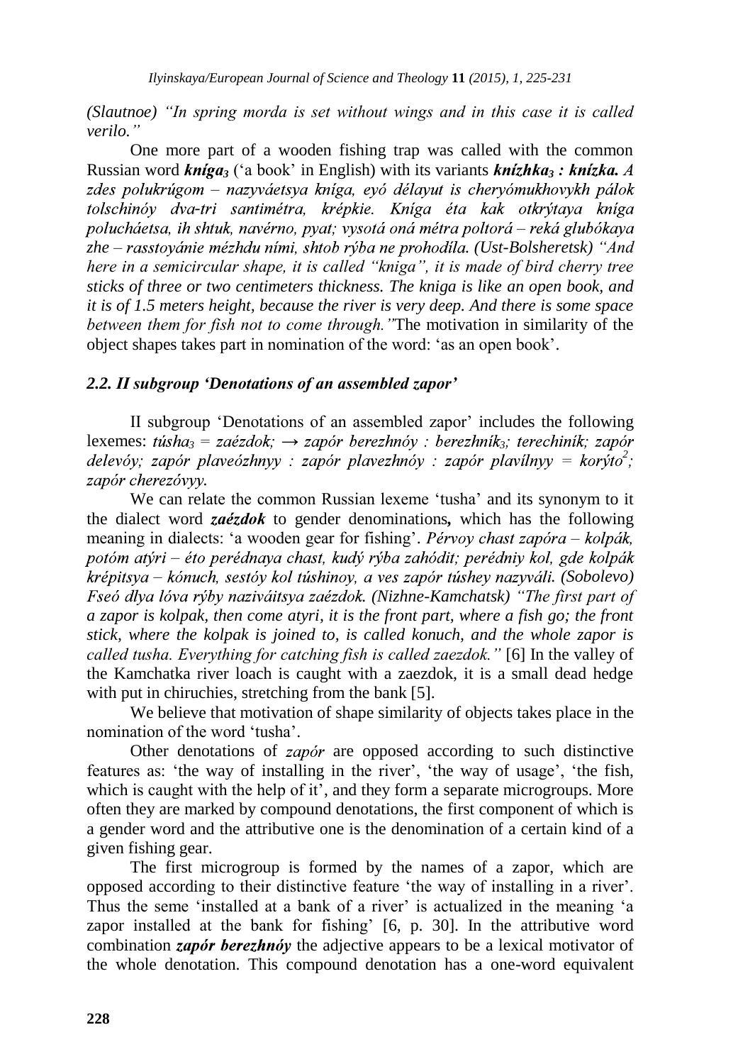*(Slautnoe) "In spring morda is set without wings and in this case it is called verilo."*

One more part of a wooden fishing trap was called with the common Russian word ***kníga$_3$*** ('a book' in English) with its variants ***knízhka$_3$ : knízka.*** *A zdes polukrúgom – nazyváetsya kníga, eyó délayut is cheryómukhovykh pálok tolschinóy dva-tri santimétra, krépkie. Kníga éta kak otkrýtaya kníga poluchá­etsa, ih shtuk, navérno, pyat; vysotá oná métra poltorá – reká glubókaya zhe – rasstoyánie mézhdu ními, shtob rýba ne prohodíla. (Ust-Bolsheretsk) "And here in a semicircular shape, it is called "kniga", it is made of bird cherry tree sticks of three or two centimeters thickness. The kniga is like an open book, and it is of 1.5 meters height, because the river is very deep. And there is some space between them for fish not to come through."* The motivation in similarity of the object shapes takes part in nomination of the word: 'as an open book'.

### *2.2. II subgroup 'Denotations of an assembled zapor'*

II subgroup 'Denotations of an assembled zapor' includes the following lexemes: *túsha$_3$ = zaézdok; → zapór berezhnóy : berezhník$_3$; terechiník; zapór delevóy; zapór plaveózhnyy : zapór plavezhnóy : zapór plavílnyy = korýto$^2$; zapór cherezóvyy.*

We can relate the common Russian lexeme 'tusha' and its synonym to it the dialect word ***zaézdok*** to gender denominations**,** which has the following meaning in dialects: 'a wooden gear for fishing'. *Pérvoy chast zapóra – kolpák, potóm atýri – éto perédnaya chast, kudý rýba zahódit; perédniy kol, gde kolpák krépitsya – kónuch, sestóy kol túshinoy, a ves zapór túshey nazyváli. (Sobolevo) Fseó dlya lóva rýby naziváitsya zaézdok. (Nizhne-Kamchatsk) "The first part of a zapor is kolpak, then come atyri, it is the front part, where a fish go; the front stick, where the kolpak is joined to, is called konuch, and the whole zapor is called tusha. Everything for catching fish is called zaezdok."* [6] In the valley of the Kamchatka river loach is caught with a zaezdok, it is a small dead hedge with put in chiruchies, stretching from the bank [5].

We believe that motivation of shape similarity of objects takes place in the nomination of the word 'tusha'.

Other denotations of *zapór* are opposed according to such distinctive features as: 'the way of installing in the river', 'the way of usage', 'the fish, which is caught with the help of it', and they form a separate microgroups. More often they are marked by compound denotations, the first component of which is a gender word and the attributive one is the denomination of a certain kind of a given fishing gear.

The first microgroup is formed by the names of a zapor, which are opposed according to their distinctive feature 'the way of installing in a river'. Thus the seme 'installed at a bank of a river' is actualized in the meaning 'a zapor installed at the bank for fishing' [6, p. 30]. In the attributive word combination ***zapór berezhnóy*** the adjective appears to be a lexical motivator of the whole denotation. This compound denotation has a one-word equivalent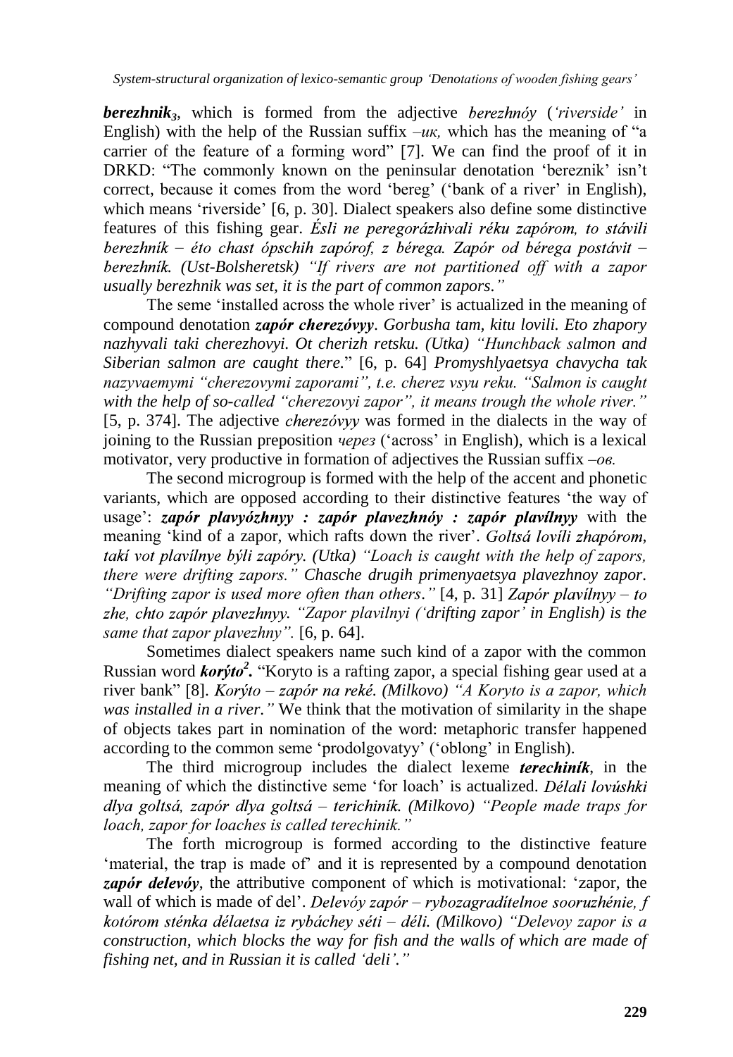***berezhnik**$_3$*, which is formed from the adjective *berezhnóy* (*'riverside'* in English) with the help of the Russian suffix *–ик,* which has the meaning of "a carrier of the feature of a forming word" [7]. We can find the proof of it in DRKD: "The commonly known on the peninsular denotation 'bereznik' isn't correct, because it comes from the word 'bereg' ('bank of a river' in English), which means 'riverside' [6, p. 30]. Dialect speakers also define some distinctive features of this fishing gear. *Ésli ne peregorázhivali réku zapórom, to stávili berezhník – éto chast ópschih zapórof, z bérega. Zapór od bérega postávit – berezhník. (Ust-Bolsheretsk) "If rivers are not partitioned off with a zapor usually berezhnik was set, it is the part of common zapors."*

The seme 'installed across the whole river' is actualized in the meaning of compound denotation ***zapór cherezóvyy***. *Gorbusha tam, kitu lovili. Eto zhapory nazhyvali taki cherezhovyi. Ot cherizh retsku. (Utka) "Hunchback salmon and Siberian salmon are caught there*." [6, p. 64] *Promyshlyaetsya chavycha tak nazyvaemymi "cherezovymi zaporami", t.e. cherez vsyu reku. "Salmon is caught with the help of so-called "cherezovyi zapor", it means trough the whole river."* [5, p. 374]. The adjective *cherezóvyy* was formed in the dialects in the way of joining to the Russian preposition *через* ('across' in English), which is a lexical motivator, very productive in formation of adjectives the Russian suffix *–ов.*

The second microgroup is formed with the help of the accent and phonetic variants, which are opposed according to their distinctive features 'the way of usage': ***zapór plavyózhnyy : zapór plavezhnóy : zapór plavílnyy*** with the meaning 'kind of a zapor, which rafts down the river'. *Goltsá lovíli zhapórom, takí vot plavílnye býli zapóry. (Utka) "Loach is caught with the help of zapors, there were drifting zapors." Chasche drugih primenyaetsya plavezhnoy zapor. "Drifting zapor is used more often than others."* [4, p. 31] *Zapór plavílnyy – to zhe, chto zapór plavezhnyy. "Zapor plavilnyi ('drifting zapor' in English) is the same that zapor plavezhny".* [6, p. 64].

Sometimes dialect speakers name such kind of a zapor with the common Russian word ***korýto**[2]***.** "Koryto is a rafting zapor, a special fishing gear used at a river bank" [8]. *Korýto – zapór na reké. (Milkovo) "A Koryto is a zapor, which was installed in a river."* We think that the motivation of similarity in the shape of objects takes part in nomination of the word: metaphoric transfer happened according to the common seme 'prodolgovatyy' ('oblong' in English).

The third microgroup includes the dialect lexeme ***terechiník***, in the meaning of which the distinctive seme 'for loach' is actualized. *Délali lovúshki dlya goltsá, zapór dlya goltsá – terichiník. (Milkovo) "People made traps for loach, zapor for loaches is called terechinik."*

The forth microgroup is formed according to the distinctive feature 'material, the trap is made of' and it is represented by a compound denotation ***zapór delevóy***, the attributive component of which is motivational: 'zapor, the wall of which is made of del'. *Delevóy zapór – rybozagradítelnoe sooruzhénie, f kotórom sténka délaetsa iz rybáchey séti – déli. (Milkovo) "Delevoy zapor is a construction, which blocks the way for fish and the walls of which are made of fishing net, and in Russian it is called 'deli'."*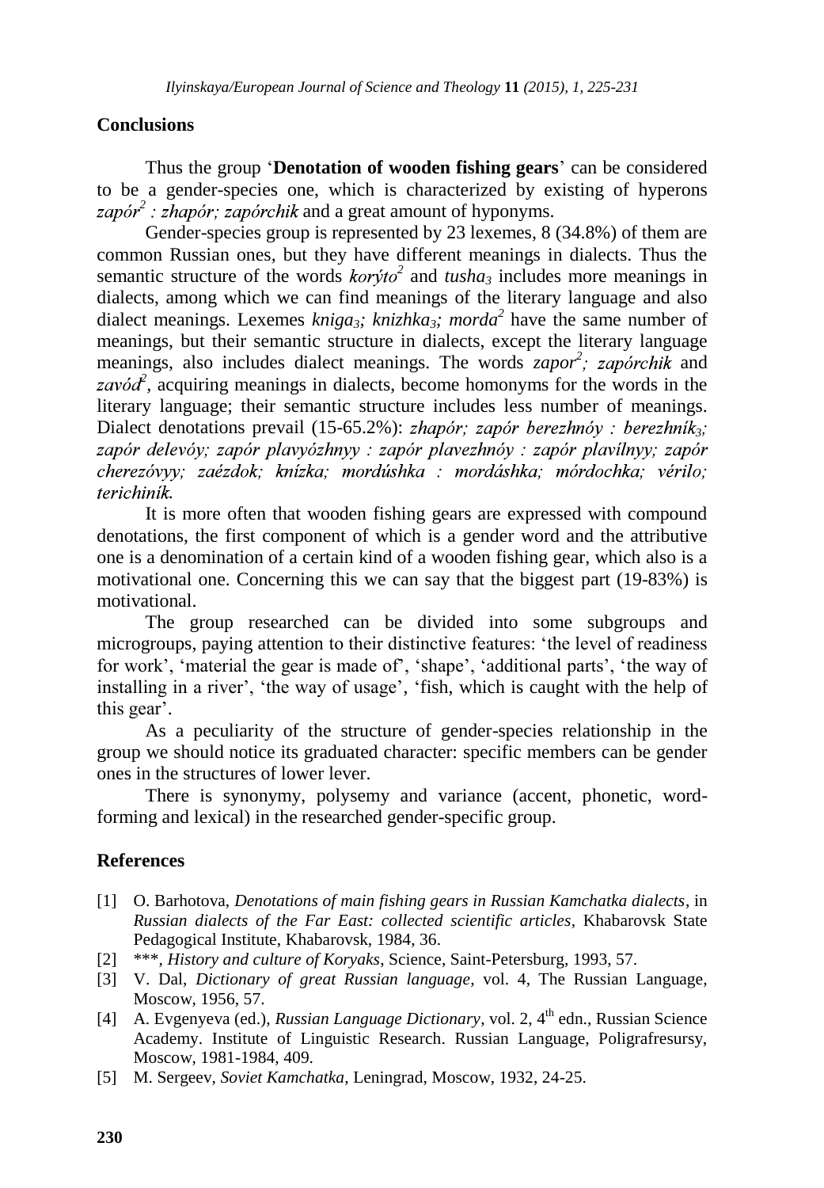## Conclusions

Thus the group '**Denotation of wooden fishing gears**' can be considered to be a gender-species one, which is characterized by existing of hyperons *zapór*$^2$ *: zhapór; zapórchik* and a great amount of hyponyms.

Gender-species group is represented by 23 lexemes, 8 (34.8%) of them are common Russian ones, but they have different meanings in dialects. Thus the semantic structure of the words *korýto*$^2$ and *tusha*$_3$ includes more meanings in dialects, among which we can find meanings of the literary language and also dialect meanings. Lexemes *kniga*$_3$*; knizhka*$_3$*; morda*$^2$ have the same number of meanings, but their semantic structure in dialects, except the literary language meanings, also includes dialect meanings. The words *zapor*$^2$*; zapórchik* and *zavód*$^2$, acquiring meanings in dialects, become homonyms for the words in the literary language; their semantic structure includes less number of meanings. Dialect denotations prevail (15-65.2%): *zhapór; zapór berezhnóy : berezhník*$_3$*; zapór delevóy; zapór plavyózhnyy : zapór plavezhnóy : zapór plavílnyy; zapór cherezóvyy; zaézdok; knízka; mordúshka : mordáshka; mórdochka; vérilo; terichiník.*

It is more often that wooden fishing gears are expressed with compound denotations, the first component of which is a gender word and the attributive one is a denomination of a certain kind of a wooden fishing gear, which also is a motivational one. Concerning this we can say that the biggest part (19-83%) is motivational.

The group researched can be divided into some subgroups and microgroups, paying attention to their distinctive features: 'the level of readiness for work', 'material the gear is made of', 'shape', 'additional parts', 'the way of installing in a river', 'the way of usage', 'fish, which is caught with the help of this gear'.

As a peculiarity of the structure of gender-species relationship in the group we should notice its graduated character: specific members can be gender ones in the structures of lower lever.

There is synonymy, polysemy and variance (accent, phonetic, word-forming and lexical) in the researched gender-specific group.

## References

[1] O. Barhotova, *Denotations of main fishing gears in Russian Kamchatka dialects*, in *Russian dialects of the Far East: collected scientific articles*, Khabarovsk State Pedagogical Institute, Khabarovsk, 1984, 36.

[2] \*\*\*, *History and culture of Koryaks*, Science, Saint-Petersburg, 1993, 57.

[3] V. Dal, *Dictionary of great Russian language*, vol. 4, The Russian Language, Moscow, 1956, 57.

[4] A. Evgenyeva (ed.), *Russian Language Dictionary*, vol. 2, 4th edn., Russian Science Academy. Institute of Linguistic Research. Russian Language, Poligrafresursy, Moscow, 1981-1984, 409.

[5] M. Sergeev, *Soviet Kamchatka*, Leningrad, Moscow, 1932, 24-25.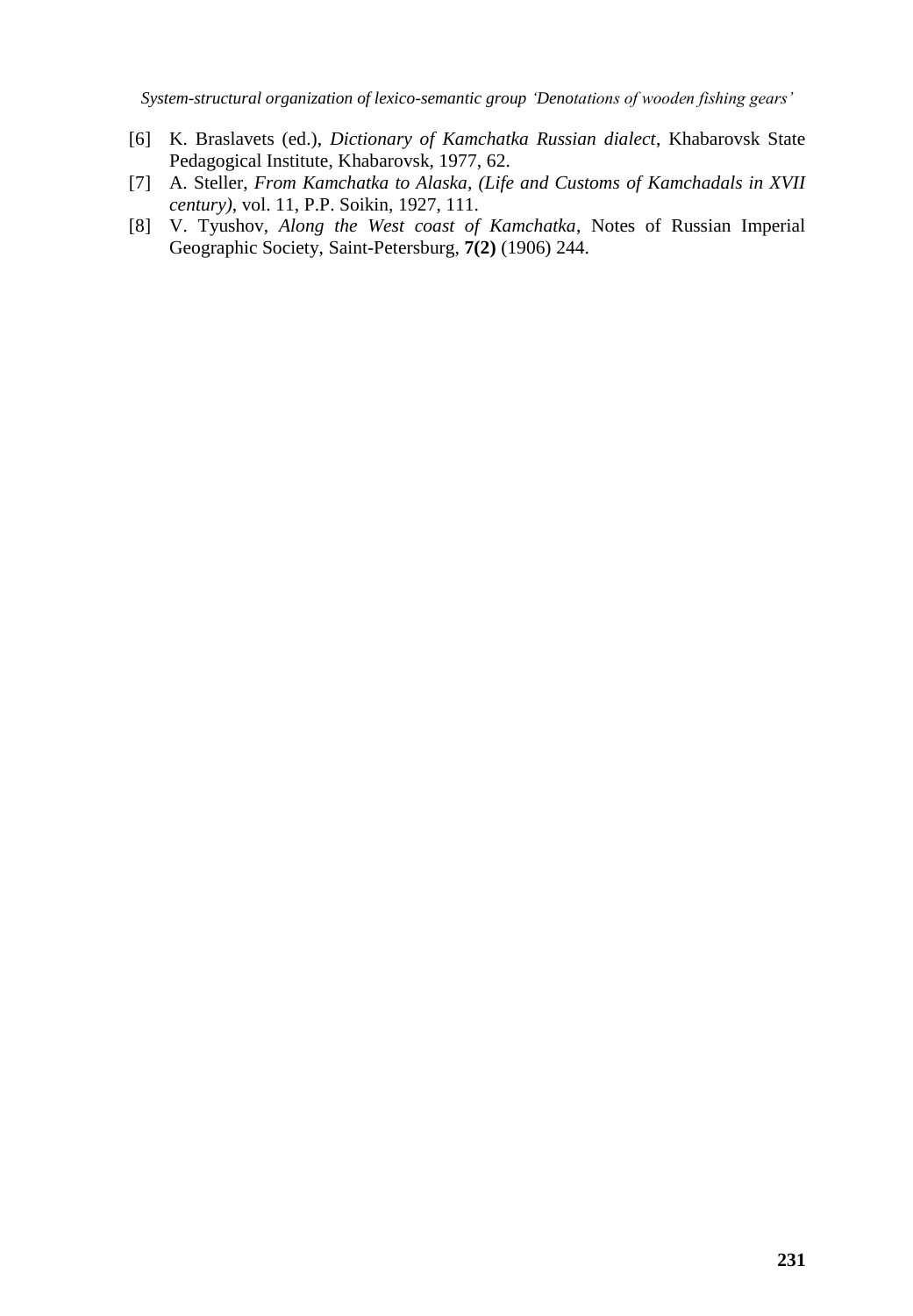[6] K. Braslavets (ed.), *Dictionary of Kamchatka Russian dialect*, Khabarovsk State Pedagogical Institute, Khabarovsk, 1977, 62.

[7] A. Steller, *From Kamchatka to Alaska, (Life and Customs of Kamchadals in XVII century)*, vol. 11, P.P. Soikin, 1927, 111.

[8] V. Tyushov, *Along the West coast of Kamchatka*, Notes of Russian Imperial Geographic Society, Saint-Petersburg, **7(2)** (1906) 244.